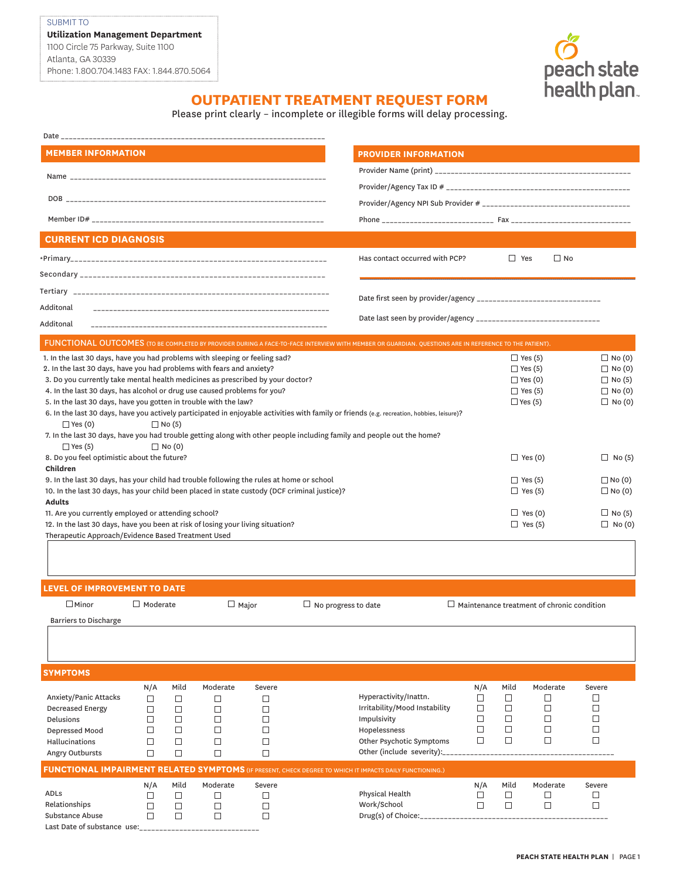SUBMIT TO
**Utilization Management Department**
1100 Circle 75 Parkway, Suite 1100
Atlanta, GA 30339
Phone: 1.800.704.1483 FAX: 1.844.870.5064

peach state health plan

# OUTPATIENT TREATMENT REQUEST FORM

Please print clearly – incomplete or illegible forms will delay processing.

Date ______________________________

## MEMBER INFORMATION

Name ______________________________

DOB ______________________________

Member ID# ______________________________

## PROVIDER INFORMATION

Provider Name (print) ______________________________

Provider/Agency Tax ID # ______________________________

Provider/Agency NPI Sub Provider # ______________________________

Phone ______________________ Fax ______________________

## CURRENT ICD DIAGNOSIS

*Primary______________________________

Secondary ______________________________

Tertiary ______________________________

Additonal ______________________________

Additonal ______________________________

Has contact occurred with PCP? ☐ Yes ☐ No

Date first seen by provider/agency ______________________________

Date last seen by provider/agency ______________________________

## FUNCTIONAL OUTCOMES (TO BE COMPLETED BY PROVIDER DURING A FACE-TO-FACE INTERVIEW WITH MEMBER OR GUARDIAN. QUESTIONS ARE IN REFERENCE TO THE PATIENT).

1. In the last 30 days, have you had problems with sleeping or feeling sad? ☐ Yes (5) ☐ No (0)
2. In the last 30 days, have you had problems with fears and anxiety? ☐ Yes (5) ☐ No (0)
3. Do you currently take mental health medicines as prescribed by your doctor? ☐ Yes (0) ☐ No (5)
4. In the last 30 days, has alcohol or drug use caused problems for you? ☐ Yes (5) ☐ No (0)
5. In the last 30 days, have you gotten in trouble with the law? ☐ Yes (5) ☐ No (0)
6. In the last 30 days, have you actively participated in enjoyable activities with family or friends (e.g. recreation, hobbies, leisure)? ☐ Yes (0) ☐ No (5)
7. In the last 30 days, have you had trouble getting along with other people including family and people out the home? ☐ Yes (5) ☐ No (0)
8. Do you feel optimistic about the future? ☐ Yes (0) ☐ No (5)

**Children**

9. In the last 30 days, has your child had trouble following the rules at home or school ☐ Yes (5) ☐ No (0)
10. In the last 30 days, has your child been placed in state custody (DCF criminal justice)? ☐ Yes (5) ☐ No (0)

**Adults**

11. Are you currently employed or attending school? ☐ Yes (0) ☐ No (5)
12. In the last 30 days, have you been at risk of losing your living situation? ☐ Yes (5) ☐ No (0)

Therapeutic Approach/Evidence Based Treatment Used

## LEVEL OF IMPROVEMENT TO DATE

☐ Minor ☐ Moderate ☐ Major ☐ No progress to date ☐ Maintenance treatment of chronic condition

Barriers to Discharge

## SYMPTOMS

| | N/A | Mild | Moderate | Severe |
|---|---|---|---|---|
| Anxiety/Panic Attacks | ☐ | ☐ | ☐ | ☐ |
| Decreased Energy | ☐ | ☐ | ☐ | ☐ |
| Delusions | ☐ | ☐ | ☐ | ☐ |
| Depressed Mood | ☐ | ☐ | ☐ | ☐ |
| Hallucinations | ☐ | ☐ | ☐ | ☐ |
| Angry Outbursts | ☐ | ☐ | ☐ | ☐ |
| Hyperactivity/Inattn. | ☐ | ☐ | ☐ | ☐ |
| Irritability/Mood Instability | ☐ | ☐ | ☐ | ☐ |
| Impulsivity | ☐ | ☐ | ☐ | ☐ |
| Hopelessness | ☐ | ☐ | ☐ | ☐ |
| Other Psychotic Symptoms | ☐ | ☐ | ☐ | ☐ |

Other (include severity):______________________________

## FUNCTIONAL IMPAIRMENT RELATED SYMPTOMS (IF PRESENT, CHECK DEGREE TO WHICH IT IMPACTS DAILY FUNCTIONING.)

| | N/A | Mild | Moderate | Severe |
|---|---|---|---|---|
| ADLs | ☐ | ☐ | ☐ | ☐ |
| Relationships | ☐ | ☐ | ☐ | ☐ |
| Substance Abuse | ☐ | ☐ | ☐ | ☐ |
| Physical Health | ☐ | ☐ | ☐ | ☐ |
| Work/School | ☐ | ☐ | ☐ | ☐ |

Last Date of substance use:______________________________

Drug(s) of Choice:______________________________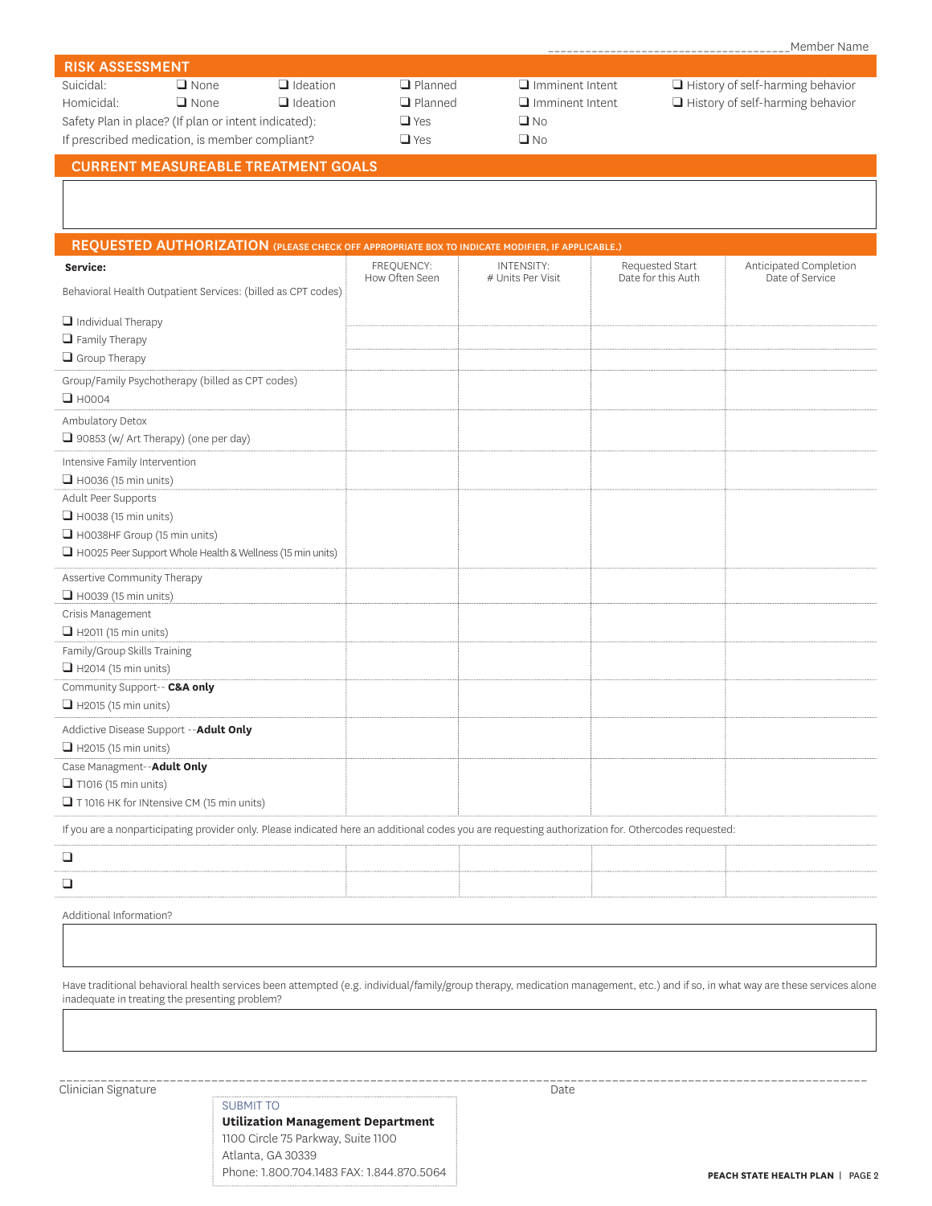_______________________________________Member Name

## RISK ASSESSMENT

| | | | | | |
|---|---|---|---|---|---|
| Suicidal: | ❑ None | ❑ Ideation | ❑ Planned | ❑ Imminent Intent | ❑ History of self-harming behavior |
| Homicidal: | ❑ None | ❑ Ideation | ❑ Planned | ❑ Imminent Intent | ❑ History of self-harming behavior |
| Safety Plan in place? (If plan or intent indicated): | | | ❑ Yes | ❑ No | |
| If prescribed medication, is member compliant? | | | ❑ Yes | ❑ No | |

## CURRENT MEASUREABLE TREATMENT GOALS

## REQUESTED AUTHORIZATION (PLEASE CHECK OFF APPROPRIATE BOX TO INDICATE MODIFIER, IF APPLICABLE.)

| **Service:** | FREQUENCY: How Often Seen | INTENSITY: # Units Per Visit | Requested Start Date for this Auth | Anticipated Completion Date of Service |
|---|---|---|---|---|
| Behavioral Health Outpatient Services: (billed as CPT codes) | | | | |
| ❑ Individual Therapy | | | | |
| ❑ Family Therapy | | | | |
| ❑ Group Therapy | | | | |
| Group/Family Psychotherapy (billed as CPT codes)<br>❑ H0004 | | | | |
| Ambulatory Detox<br>❑ 90853 (w/ Art Therapy) (one per day) | | | | |
| Intensive Family Intervention<br>❑ H0036 (15 min units) | | | | |
| Adult Peer Supports<br>❑ H0038 (15 min units)<br>❑ H0038HF Group (15 min units)<br>❑ H0025 Peer Support Whole Health & Wellness (15 min units) | | | | |
| Assertive Community Therapy<br>❑ H0039 (15 min units) | | | | |
| Crisis Management<br>❑ H2011 (15 min units) | | | | |
| Family/Group Skills Training<br>❑ H2014 (15 min units) | | | | |
| Community Support-- **C&A only**<br>❑ H2015 (15 min units) | | | | |
| Addictive Disease Support --**Adult Only**<br>❑ H2015 (15 min units) | | | | |
| Case Managment--**Adult Only**<br>❑ T1016 (15 min units)<br>❑ T 1016 HK for INtensive CM (15 min units) | | | | |

If you are a nonparticipating provider only. Please indicated here an additional codes you are requesting authorization for. Othercodes requested:

| | | | | |
|---|---|---|---|---|
| ❑ | | | | |
| ❑ | | | | |

Additional Information?

Have traditional behavioral health services been attempted (e.g. individual/family/group therapy, medication management, etc.) and if so, in what way are these services alone inadequate in treating the presenting problem?

_______________________________________________________________________________________________

Clinician Signature Date

SUBMIT TO
**Utilization Management Department**
1100 Circle 75 Parkway, Suite 1100
Atlanta, GA 30339
Phone: 1.800.704.1483 FAX: 1.844.870.5064

**PEACH STATE HEALTH PLAN**